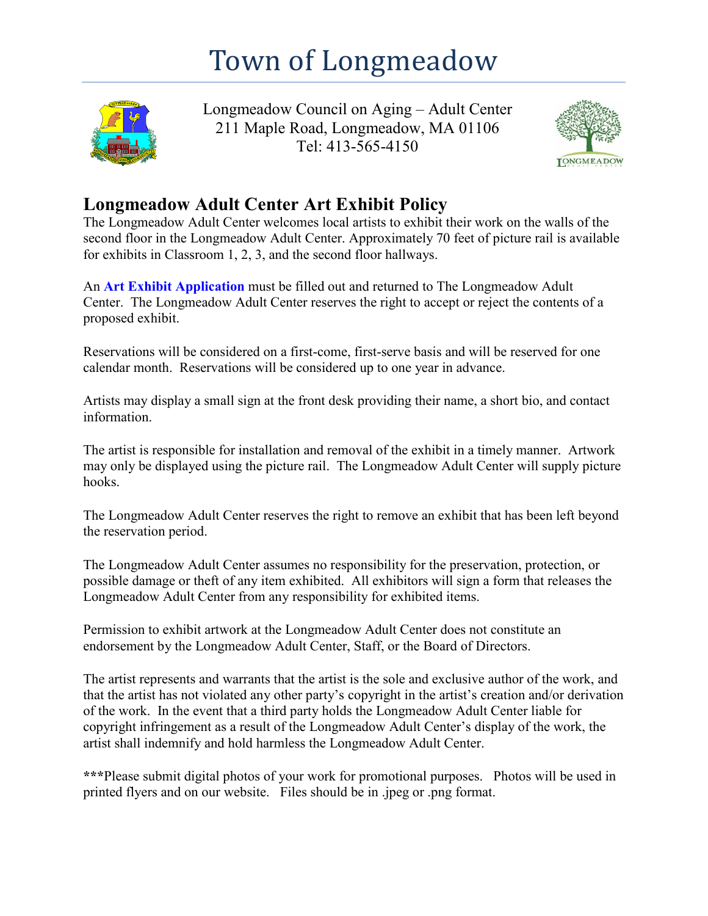# Town of Longmeadow

Longmeadow Council on Aging – Adult Center
211 Maple Road, Longmeadow, MA 01106
Tel: 413-565-4150

## Longmeadow Adult Center Art Exhibit Policy

The Longmeadow Adult Center welcomes local artists to exhibit their work on the walls of the second floor in the Longmeadow Adult Center. Approximately 70 feet of picture rail is available for exhibits in Classroom 1, 2, 3, and the second floor hallways.

An **Art Exhibit Application** must be filled out and returned to The Longmeadow Adult Center. The Longmeadow Adult Center reserves the right to accept or reject the contents of a proposed exhibit.

Reservations will be considered on a first-come, first-serve basis and will be reserved for one calendar month. Reservations will be considered up to one year in advance.

Artists may display a small sign at the front desk providing their name, a short bio, and contact information.

The artist is responsible for installation and removal of the exhibit in a timely manner. Artwork may only be displayed using the picture rail. The Longmeadow Adult Center will supply picture hooks.

The Longmeadow Adult Center reserves the right to remove an exhibit that has been left beyond the reservation period.

The Longmeadow Adult Center assumes no responsibility for the preservation, protection, or possible damage or theft of any item exhibited. All exhibitors will sign a form that releases the Longmeadow Adult Center from any responsibility for exhibited items.

Permission to exhibit artwork at the Longmeadow Adult Center does not constitute an endorsement by the Longmeadow Adult Center, Staff, or the Board of Directors.

The artist represents and warrants that the artist is the sole and exclusive author of the work, and that the artist has not violated any other party's copyright in the artist's creation and/or derivation of the work. In the event that a third party holds the Longmeadow Adult Center liable for copyright infringement as a result of the Longmeadow Adult Center's display of the work, the artist shall indemnify and hold harmless the Longmeadow Adult Center.

**\*\*\***Please submit digital photos of your work for promotional purposes. Photos will be used in printed flyers and on our website. Files should be in .jpeg or .png format.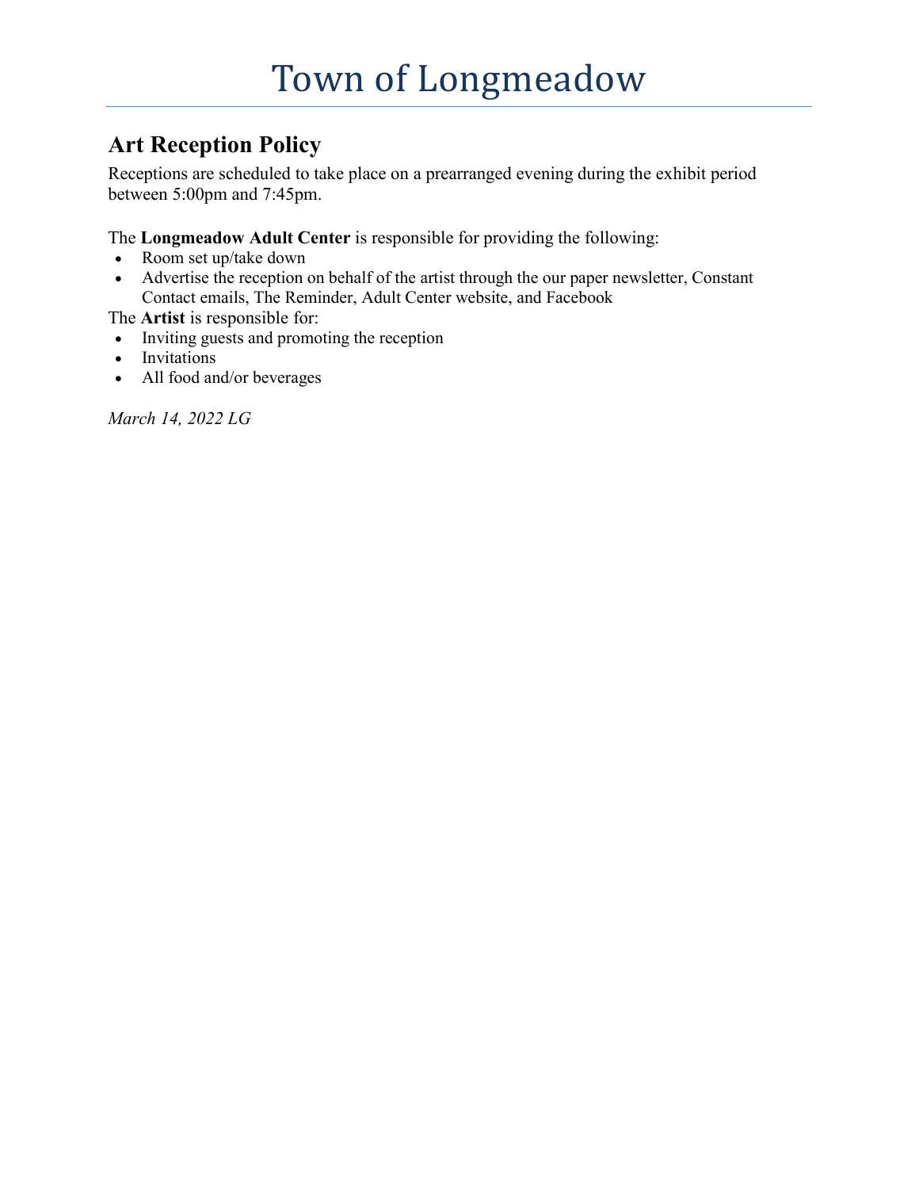# Town of Longmeadow

## Art Reception Policy

Receptions are scheduled to take place on a prearranged evening during the exhibit period between 5:00pm and 7:45pm.

The **Longmeadow Adult Center** is responsible for providing the following:

- Room set up/take down
- Advertise the reception on behalf of the artist through the our paper newsletter, Constant Contact emails, The Reminder, Adult Center website, and Facebook

The **Artist** is responsible for:

- Inviting guests and promoting the reception
- Invitations
- All food and/or beverages

*March 14, 2022 LG*